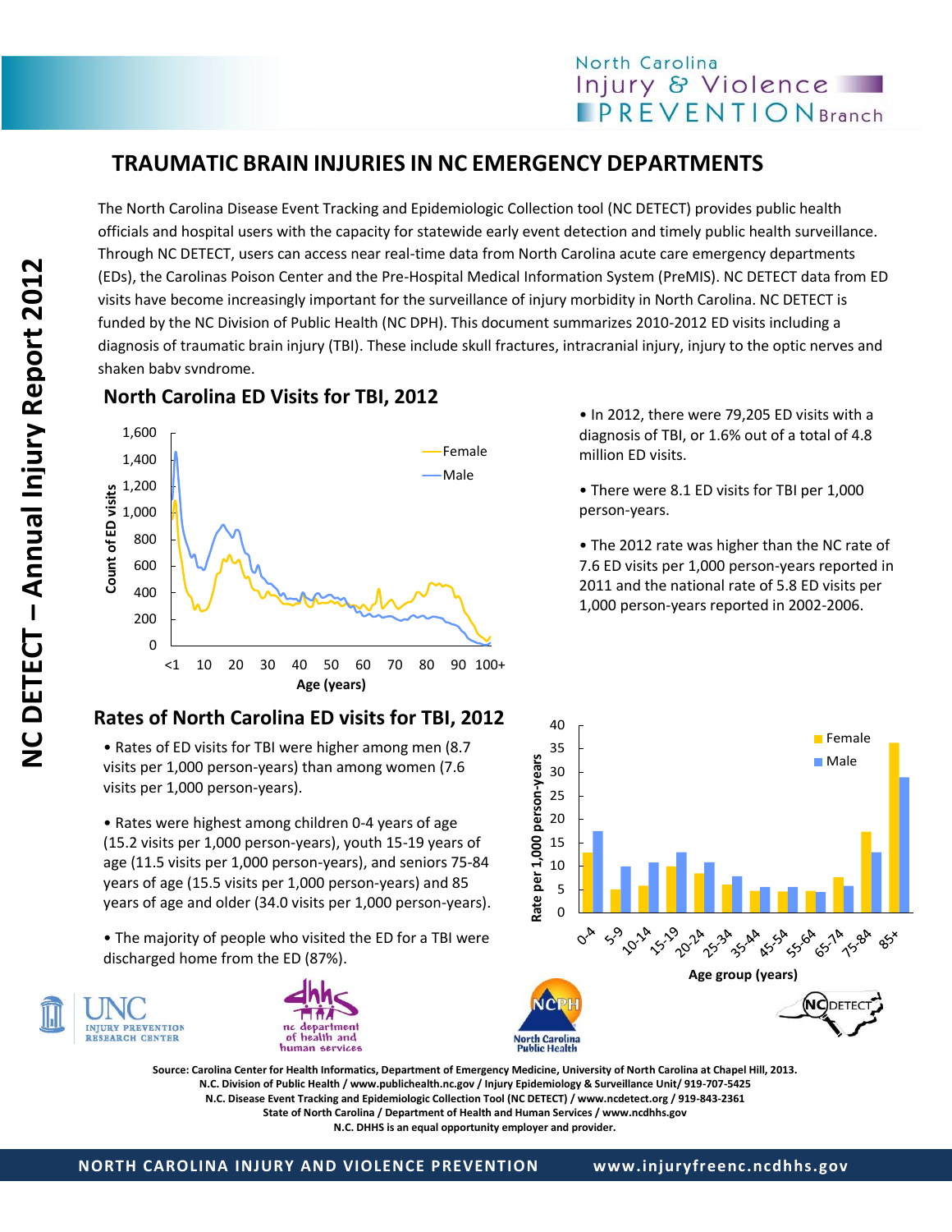# TRAUMATIC BRAIN INJURIES IN NC EMERGENCY DEPARTMENTS

The North Carolina Disease Event Tracking and Epidemiologic Collection tool (NC DETECT) provides public health officials and hospital users with the capacity for statewide early event detection and timely public health surveillance. Through NC DETECT, users can access near real-time data from North Carolina acute care emergency departments (EDs), the Carolinas Poison Center and the Pre-Hospital Medical Information System (PreMIS). NC DETECT data from ED visits have become increasingly important for the surveillance of injury morbidity in North Carolina. NC DETECT is funded by the NC Division of Public Health (NC DPH). This document summarizes 2010-2012 ED visits including a diagnosis of traumatic brain injury (TBI). These include skull fractures, intracranial injury, injury to the optic nerves and shaken baby syndrome.

## North Carolina ED Visits for TBI, 2012

- In 2012, there were 79,205 ED visits with a diagnosis of TBI, or 1.6% out of a total of 4.8 million ED visits.
- There were 8.1 ED visits for TBI per 1,000 person-years.
- The 2012 rate was higher than the NC rate of 7.6 ED visits per 1,000 person-years reported in 2011 and the national rate of 5.8 ED visits per 1,000 person-years reported in 2002-2006.

## Rates of North Carolina ED visits for TBI, 2012

- Rates of ED visits for TBI were higher among men (8.7 visits per 1,000 person-years) than among women (7.6 visits per 1,000 person-years).
- Rates were highest among children 0-4 years of age (15.2 visits per 1,000 person-years), youth 15-19 years of age (11.5 visits per 1,000 person-years), and seniors 75-84 years of age (15.5 visits per 1,000 person-years) and 85 years of age and older (34.0 visits per 1,000 person-years).
- The majority of people who visited the ED for a TBI were discharged home from the ED (87%).

**Source: Carolina Center for Health Informatics, Department of Emergency Medicine, University of North Carolina at Chapel Hill, 2013.**
**N.C. Division of Public Health / www.publichealth.nc.gov / Injury Epidemiology & Surveillance Unit/ 919-707-5425**
**N.C. Disease Event Tracking and Epidemiologic Collection Tool (NC DETECT) / www.ncdetect.org / 919-843-2361**
**State of North Carolina / Department of Health and Human Services / www.ncdhhs.gov**
**N.C. DHHS is an equal opportunity employer and provider.**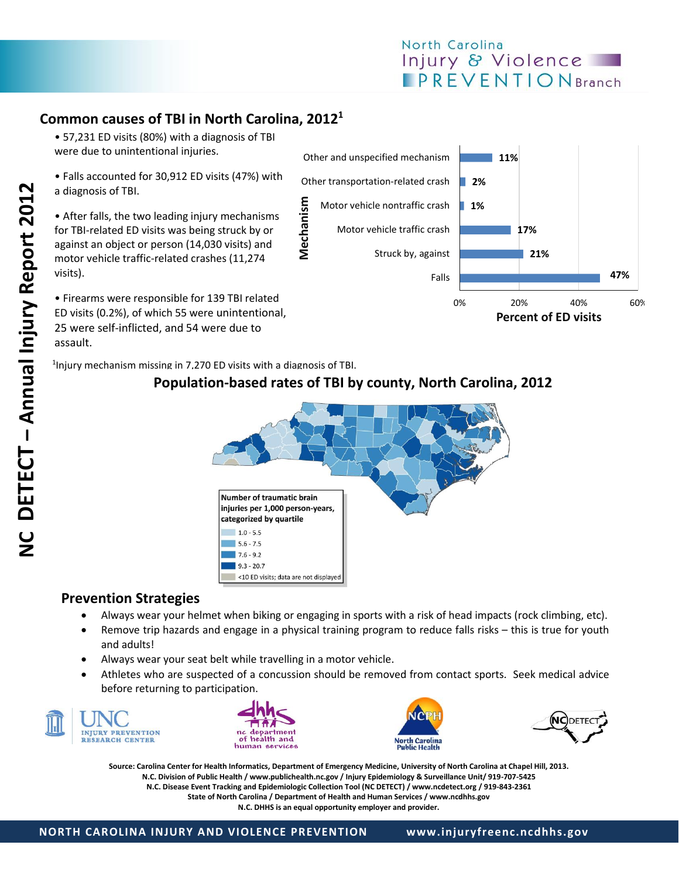## Common causes of TBI in North Carolina, 2012[1]

- 57,231 ED visits (80%) with a diagnosis of TBI were due to unintentional injuries.
- Falls accounted for 30,912 ED visits (47%) with a diagnosis of TBI.
- After falls, the two leading injury mechanisms for TBI-related ED visits was being struck by or against an object or person (14,030 visits) and motor vehicle traffic-related crashes (11,274 visits).
- Firearms were responsible for 139 TBI related ED visits (0.2%), of which 55 were unintentional, 25 were self-inflicted, and 54 were due to assault.

Mechanism

Other and unspecified mechanism 11%

Other transportation-related crash 2%

Motor vehicle nontraffic crash 1%

Motor vehicle traffic crash 17%

Struck by, against 21%

Falls 47%

0% 20% 40% 60%

Percent of ED visits

[1]Injury mechanism missing in 7,270 ED visits with a diagnosis of TBI.

## Population-based rates of TBI by county, North Carolina, 2012

Number of traumatic brain injuries per 1,000 person-years, categorized by quartile

1.0 - 5.5

5.6 - 7.5

7.6 - 9.2

9.3 - 20.7

<10 ED visits; data are not displayed

## Prevention Strategies

- Always wear your helmet when biking or engaging in sports with a risk of head impacts (rock climbing, etc).
- Remove trip hazards and engage in a physical training program to reduce falls risks – this is true for youth and adults!
- Always wear your seat belt while travelling in a motor vehicle.
- Athletes who are suspected of a concussion should be removed from contact sports. Seek medical advice before returning to participation.

**Source: Carolina Center for Health Informatics, Department of Emergency Medicine, University of North Carolina at Chapel Hill, 2013.**
**N.C. Division of Public Health / www.publichealth.nc.gov / Injury Epidemiology & Surveillance Unit/ 919-707-5425**
**N.C. Disease Event Tracking and Epidemiologic Collection Tool (NC DETECT) / www.ncdetect.org / 919-843-2361**
**State of North Carolina / Department of Health and Human Services / www.ncdhhs.gov**
**N.C. DHHS is an equal opportunity employer and provider.**